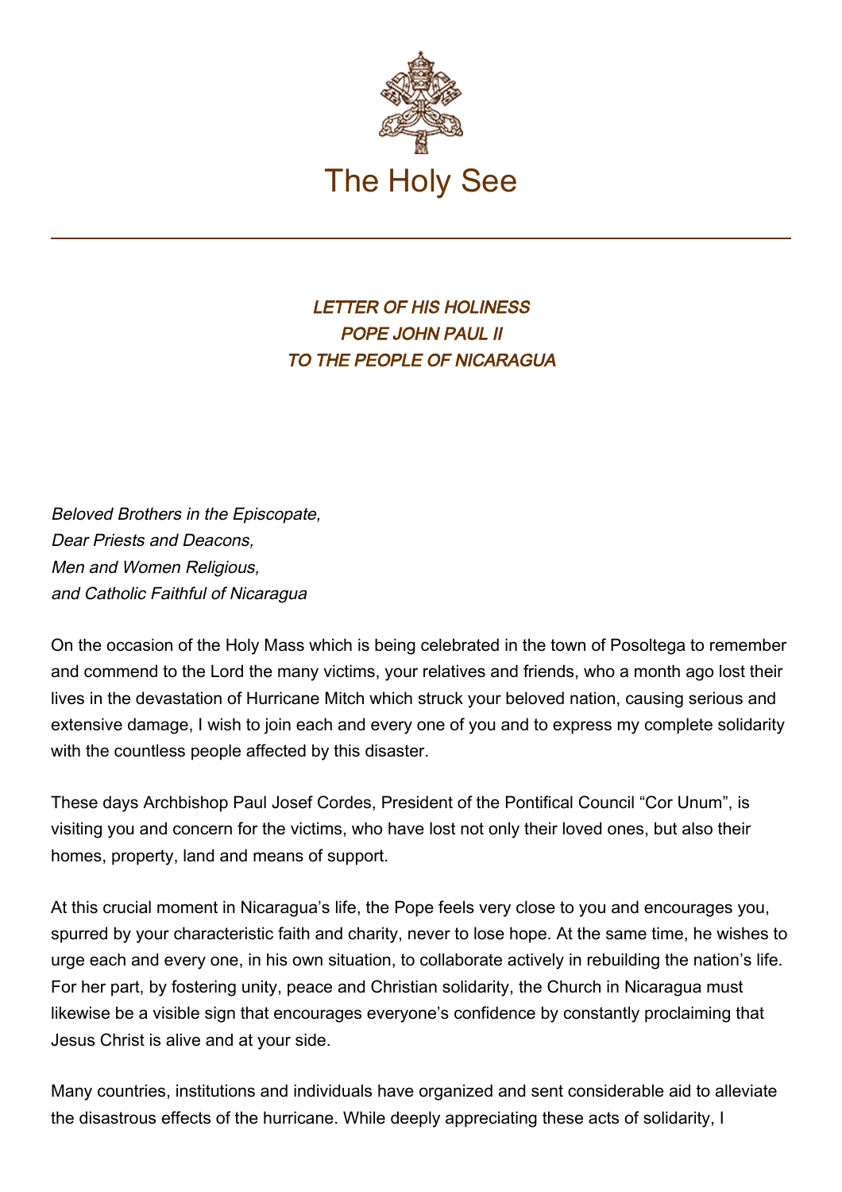# The Holy See

***LETTER OF HIS HOLINESS
POPE JOHN PAUL II
TO THE PEOPLE OF NICARAGUA***

*Beloved Brothers in the Episcopate,*
*Dear Priests and Deacons,*
*Men and Women Religious,*
*and Catholic Faithful of Nicaragua*

On the occasion of the Holy Mass which is being celebrated in the town of Posoltega to remember and commend to the Lord the many victims, your relatives and friends, who a month ago lost their lives in the devastation of Hurricane Mitch which struck your beloved nation, causing serious and extensive damage, I wish to join each and every one of you and to express my complete solidarity with the countless people affected by this disaster.

These days Archbishop Paul Josef Cordes, President of the Pontifical Council "Cor Unum", is visiting you and concern for the victims, who have lost not only their loved ones, but also their homes, property, land and means of support.

At this crucial moment in Nicaragua's life, the Pope feels very close to you and encourages you, spurred by your characteristic faith and charity, never to lose hope. At the same time, he wishes to urge each and every one, in his own situation, to collaborate actively in rebuilding the nation's life. For her part, by fostering unity, peace and Christian solidarity, the Church in Nicaragua must likewise be a visible sign that encourages everyone's confidence by constantly proclaiming that Jesus Christ is alive and at your side.

Many countries, institutions and individuals have organized and sent considerable aid to alleviate the disastrous effects of the hurricane. While deeply appreciating these acts of solidarity, I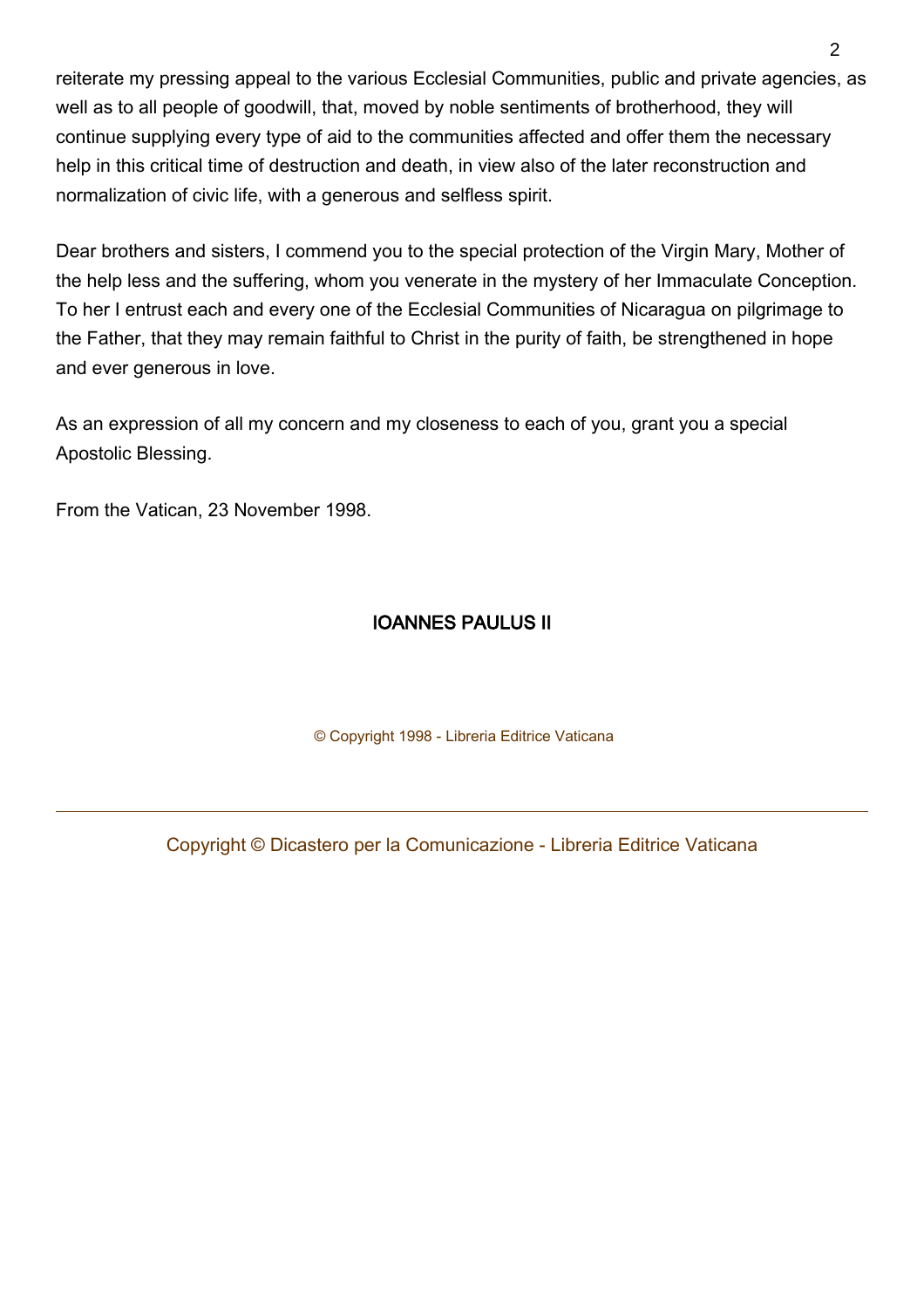reiterate my pressing appeal to the various Ecclesial Communities, public and private agencies, as well as to all people of goodwill, that, moved by noble sentiments of brotherhood, they will continue supplying every type of aid to the communities affected and offer them the necessary help in this critical time of destruction and death, in view also of the later reconstruction and normalization of civic life, with a generous and selfless spirit.

Dear brothers and sisters, I commend you to the special protection of the Virgin Mary, Mother of the help less and the suffering, whom you venerate in the mystery of her Immaculate Conception. To her I entrust each and every one of the Ecclesial Communities of Nicaragua on pilgrimage to the Father, that they may remain faithful to Christ in the purity of faith, be strengthened in hope and ever generous in love.

As an expression of all my concern and my closeness to each of you, grant you a special Apostolic Blessing.

From the Vatican, 23 November 1998.

**IOANNES PAULUS II**

© Copyright 1998 - Libreria Editrice Vaticana

---

Copyright © Dicastero per la Comunicazione - Libreria Editrice Vaticana